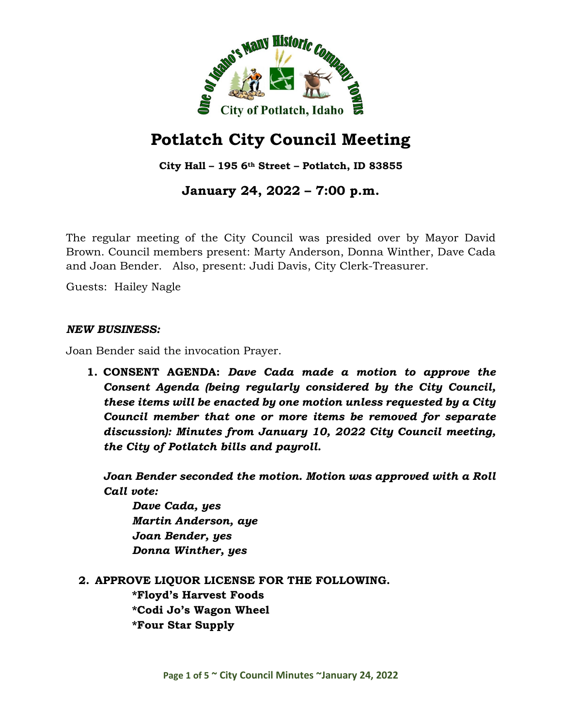# Potlatch City Council Meeting

**City Hall – 195 6th Street – Potlatch, ID 83855**

## January 24, 2022 – 7:00 p.m.

The regular meeting of the City Council was presided over by Mayor David Brown. Council members present: Marty Anderson, Donna Winther, Dave Cada and Joan Bender. Also, present: Judi Davis, City Clerk-Treasurer.

Guests: Hailey Nagle

***NEW BUSINESS:***

Joan Bender said the invocation Prayer.

1. **CONSENT AGENDA:** ***Dave Cada made a motion to approve the Consent Agenda (being regularly considered by the City Council, these items will be enacted by one motion unless requested by a City Council member that one or more items be removed for separate discussion): Minutes from January 10, 2022 City Council meeting, the City of Potlatch bills and payroll.***

   ***Joan Bender seconded the motion. Motion was approved with a Roll Call vote:***

   ***Dave Cada, yes***
   ***Martin Anderson, aye***
   ***Joan Bender, yes***
   ***Donna Winther, yes***

2. **APPROVE LIQUOR LICENSE FOR THE FOLLOWING.**

   **\*Floyd's Harvest Foods**
   **\*Codi Jo's Wagon Wheel**
   **\*Four Star Supply**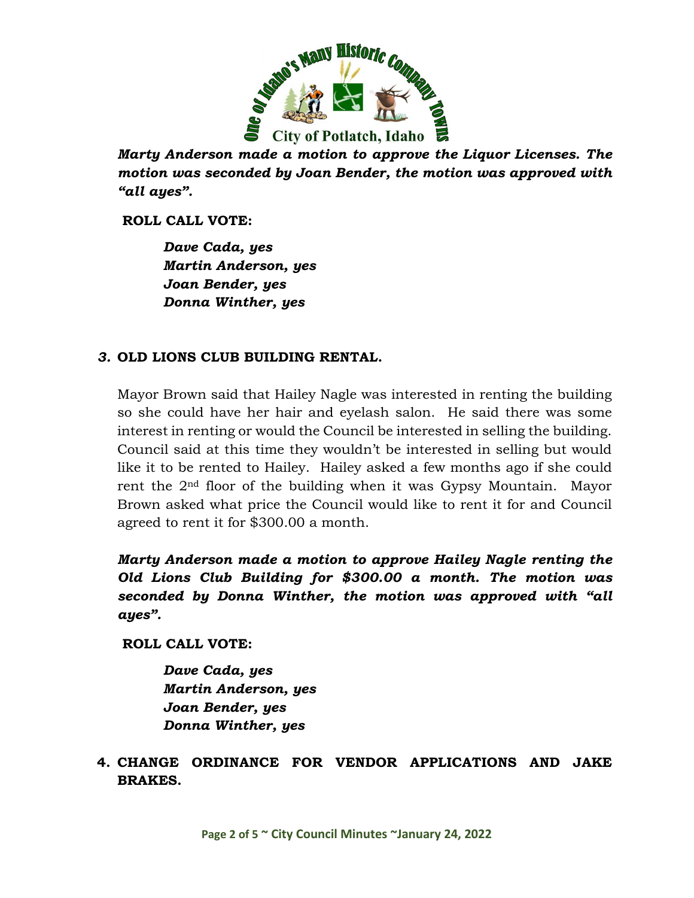***Marty Anderson made a motion to approve the Liquor Licenses. The motion was seconded by Joan Bender, the motion was approved with "all ayes".***

**ROLL CALL VOTE:**

***Dave Cada, yes***
***Martin Anderson, yes***
***Joan Bender, yes***
***Donna Winther, yes***

### *3.* OLD LIONS CLUB BUILDING RENTAL.

Mayor Brown said that Hailey Nagle was interested in renting the building so she could have her hair and eyelash salon. He said there was some interest in renting or would the Council be interested in selling the building. Council said at this time they wouldn't be interested in selling but would like it to be rented to Hailey. Hailey asked a few months ago if she could rent the 2nd floor of the building when it was Gypsy Mountain. Mayor Brown asked what price the Council would like to rent it for and Council agreed to rent it for $300.00 a month.

***Marty Anderson made a motion to approve Hailey Nagle renting the Old Lions Club Building for $300.00 a month. The motion was seconded by Donna Winther, the motion was approved with "all ayes".***

**ROLL CALL VOTE:**

***Dave Cada, yes***
***Martin Anderson, yes***
***Joan Bender, yes***
***Donna Winther, yes***

### 4. CHANGE ORDINANCE FOR VENDOR APPLICATIONS AND JAKE BRAKES.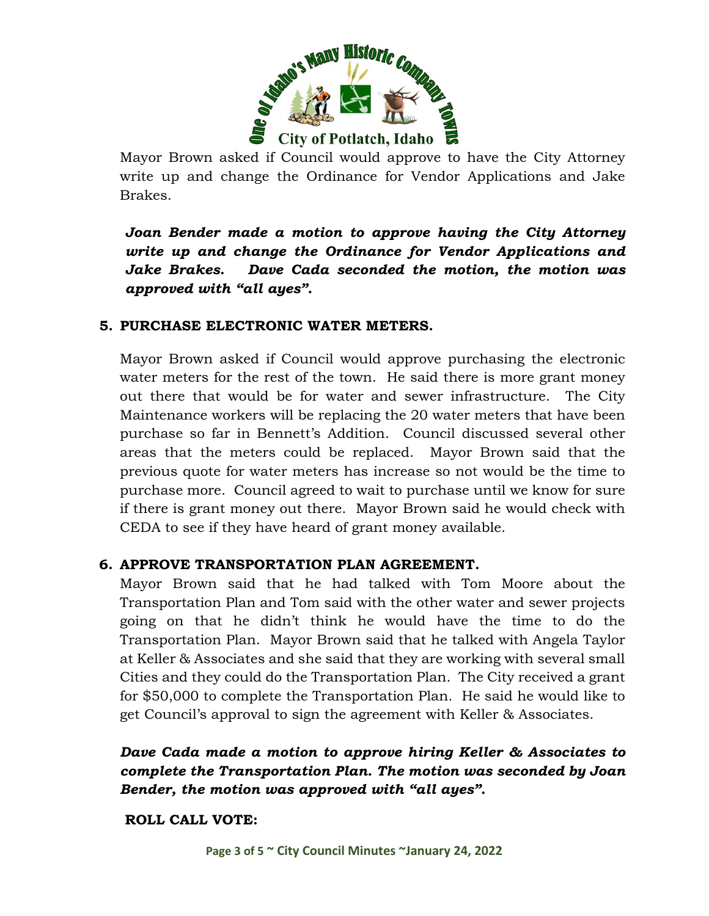Mayor Brown asked if Council would approve to have the City Attorney write up and change the Ordinance for Vendor Applications and Jake Brakes.

***Joan Bender made a motion to approve having the City Attorney write up and change the Ordinance for Vendor Applications and Jake Brakes. Dave Cada seconded the motion, the motion was approved with "all ayes".***

## 5. PURCHASE ELECTRONIC WATER METERS.

Mayor Brown asked if Council would approve purchasing the electronic water meters for the rest of the town. He said there is more grant money out there that would be for water and sewer infrastructure. The City Maintenance workers will be replacing the 20 water meters that have been purchase so far in Bennett's Addition. Council discussed several other areas that the meters could be replaced. Mayor Brown said that the previous quote for water meters has increase so not would be the time to purchase more. Council agreed to wait to purchase until we know for sure if there is grant money out there. Mayor Brown said he would check with CEDA to see if they have heard of grant money available.

## 6. APPROVE TRANSPORTATION PLAN AGREEMENT.

Mayor Brown said that he had talked with Tom Moore about the Transportation Plan and Tom said with the other water and sewer projects going on that he didn't think he would have the time to do the Transportation Plan. Mayor Brown said that he talked with Angela Taylor at Keller & Associates and she said that they are working with several small Cities and they could do the Transportation Plan. The City received a grant for $50,000 to complete the Transportation Plan. He said he would like to get Council's approval to sign the agreement with Keller & Associates.

***Dave Cada made a motion to approve hiring Keller & Associates to complete the Transportation Plan. The motion was seconded by Joan Bender, the motion was approved with "all ayes".***

**ROLL CALL VOTE:**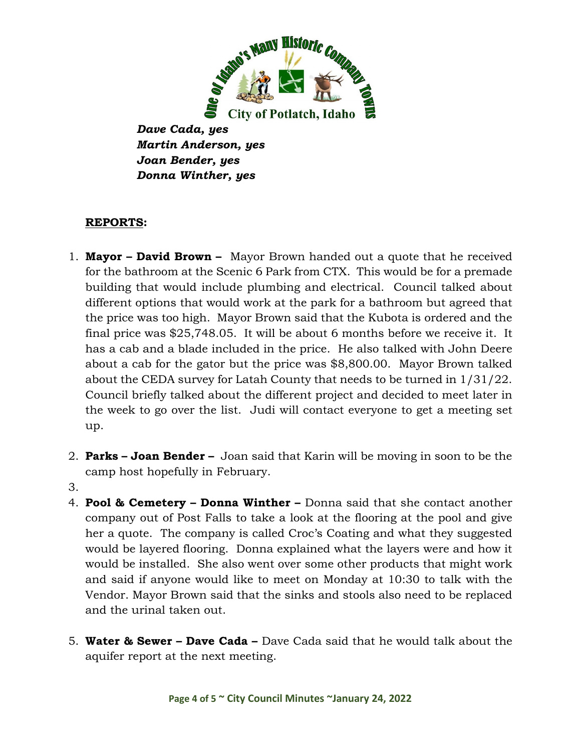***Dave Cada, yes***
***Martin Anderson, yes***
***Joan Bender, yes***
***Donna Winther, yes***

## REPORTS:

1. **Mayor – David Brown –** Mayor Brown handed out a quote that he received for the bathroom at the Scenic 6 Park from CTX. This would be for a premade building that would include plumbing and electrical. Council talked about different options that would work at the park for a bathroom but agreed that the price was too high. Mayor Brown said that the Kubota is ordered and the final price was $25,748.05. It will be about 6 months before we receive it. It has a cab and a blade included in the price. He also talked with John Deere about a cab for the gator but the price was $8,800.00. Mayor Brown talked about the CEDA survey for Latah County that needs to be turned in 1/31/22. Council briefly talked about the different project and decided to meet later in the week to go over the list. Judi will contact everyone to get a meeting set up.

2. **Parks – Joan Bender –** Joan said that Karin will be moving in soon to be the camp host hopefully in February.

3.

4. **Pool & Cemetery – Donna Winther –** Donna said that she contact another company out of Post Falls to take a look at the flooring at the pool and give her a quote. The company is called Croc's Coating and what they suggested would be layered flooring. Donna explained what the layers were and how it would be installed. She also went over some other products that might work and said if anyone would like to meet on Monday at 10:30 to talk with the Vendor. Mayor Brown said that the sinks and stools also need to be replaced and the urinal taken out.

5. **Water & Sewer – Dave Cada –** Dave Cada said that he would talk about the aquifer report at the next meeting.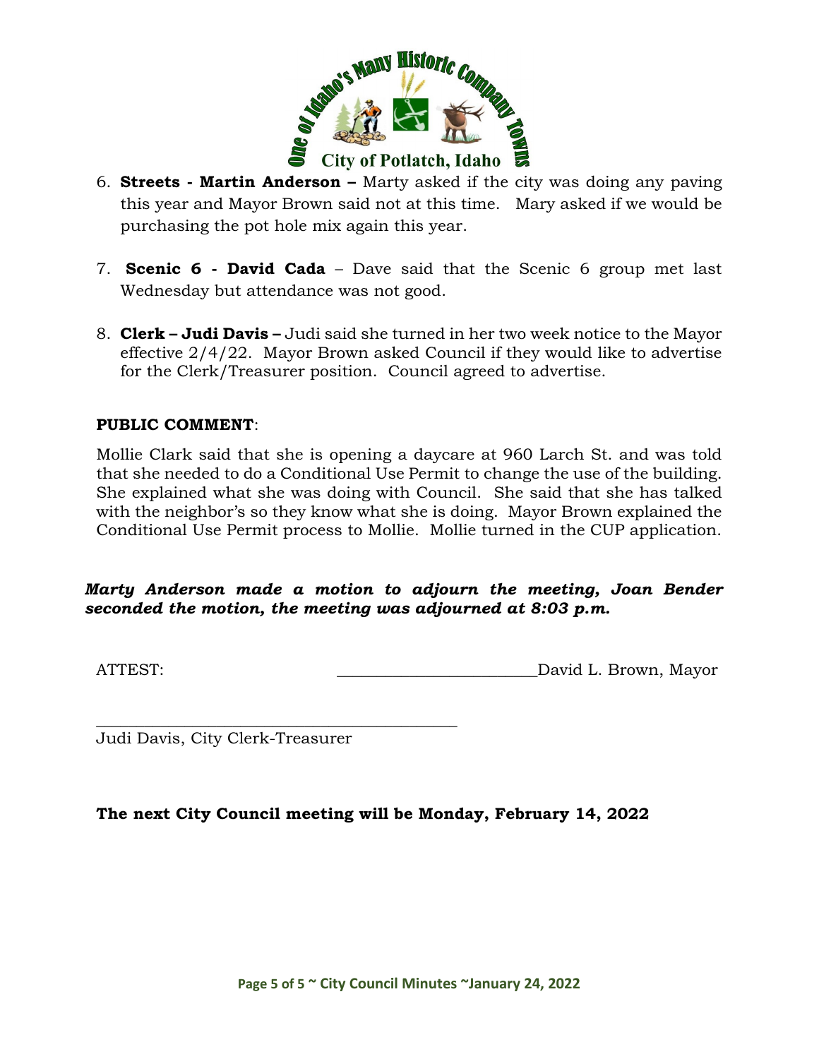6. **Streets - Martin Anderson –** Marty asked if the city was doing any paving this year and Mayor Brown said not at this time. Mary asked if we would be purchasing the pot hole mix again this year.

7. **Scenic 6 - David Cada** – Dave said that the Scenic 6 group met last Wednesday but attendance was not good.

8. **Clerk – Judi Davis –** Judi said she turned in her two week notice to the Mayor effective 2/4/22. Mayor Brown asked Council if they would like to advertise for the Clerk/Treasurer position. Council agreed to advertise.

**PUBLIC COMMENT**:

Mollie Clark said that she is opening a daycare at 960 Larch St. and was told that she needed to do a Conditional Use Permit to change the use of the building. She explained what she was doing with Council. She said that she has talked with the neighbor's so they know what she is doing. Mayor Brown explained the Conditional Use Permit process to Mollie. Mollie turned in the CUP application.

***Marty Anderson made a motion to adjourn the meeting, Joan Bender seconded the motion, the meeting was adjourned at 8:03 p.m.***

ATTEST: ________________________David L. Brown, Mayor

______________________________________________
Judi Davis, City Clerk-Treasurer

**The next City Council meeting will be Monday, February 14, 2022**